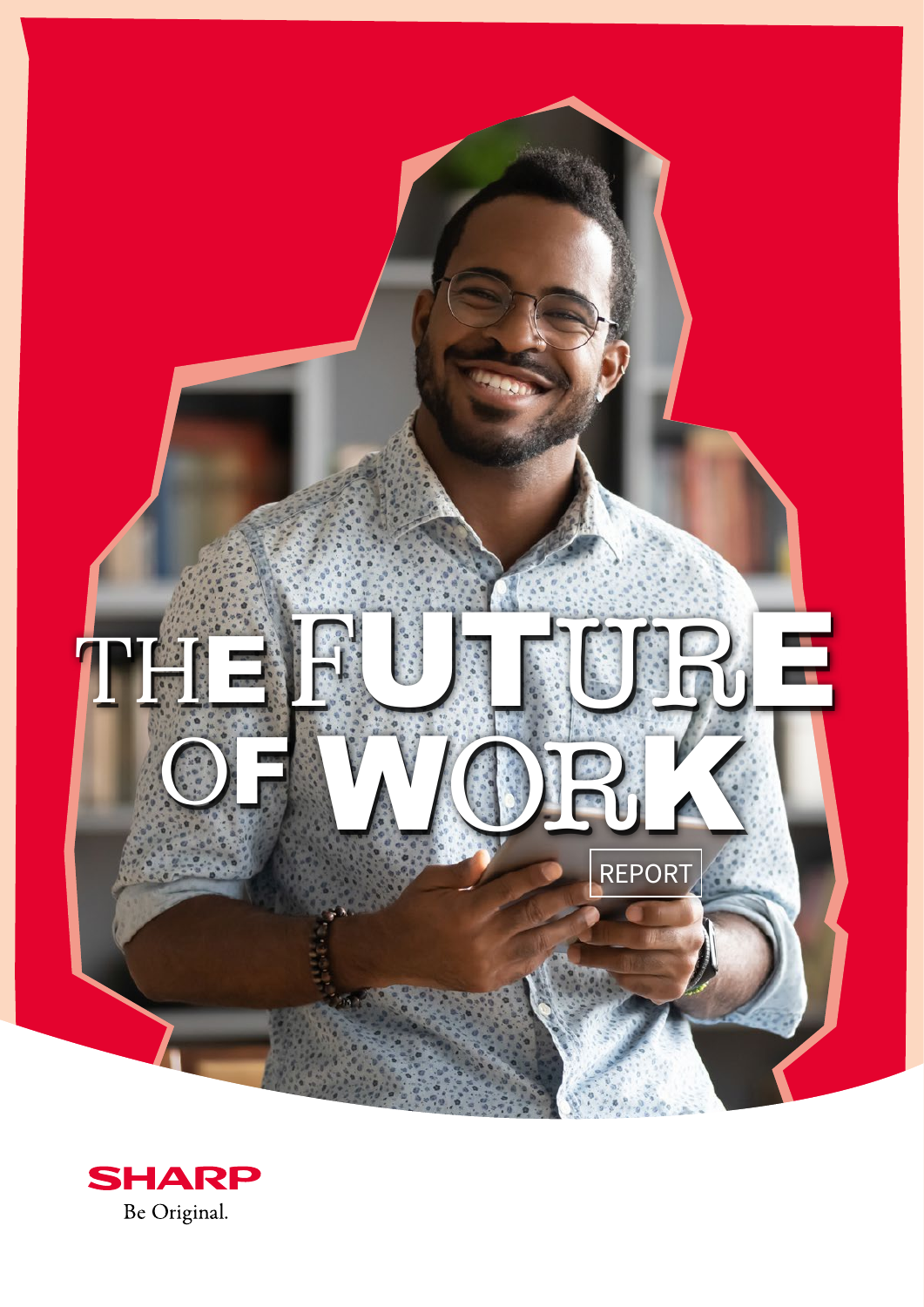# THE FUTURE OF WORK

REPORT

SHARP

Be Original.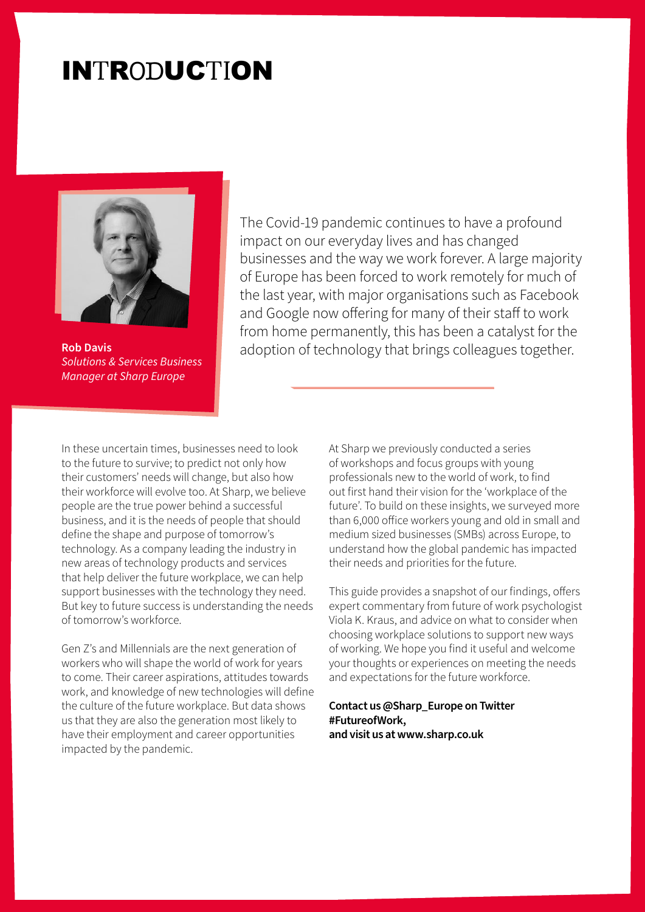# INTRODUCTION

**Rob Davis**
*Solutions & Services Business Manager at Sharp Europe*

The Covid-19 pandemic continues to have a profound impact on our everyday lives and has changed businesses and the way we work forever. A large majority of Europe has been forced to work remotely for much of the last year, with major organisations such as Facebook and Google now offering for many of their staff to work from home permanently, this has been a catalyst for the adoption of technology that brings colleagues together.

In these uncertain times, businesses need to look to the future to survive; to predict not only how their customers' needs will change, but also how their workforce will evolve too. At Sharp, we believe people are the true power behind a successful business, and it is the needs of people that should define the shape and purpose of tomorrow's technology. As a company leading the industry in new areas of technology products and services that help deliver the future workplace, we can help support businesses with the technology they need. But key to future success is understanding the needs of tomorrow's workforce.

Gen Z's and Millennials are the next generation of workers who will shape the world of work for years to come. Their career aspirations, attitudes towards work, and knowledge of new technologies will define the culture of the future workplace. But data shows us that they are also the generation most likely to have their employment and career opportunities impacted by the pandemic.

At Sharp we previously conducted a series of workshops and focus groups with young professionals new to the world of work, to find out first hand their vision for the 'workplace of the future'. To build on these insights, we surveyed more than 6,000 office workers young and old in small and medium sized businesses (SMBs) across Europe, to understand how the global pandemic has impacted their needs and priorities for the future.

This guide provides a snapshot of our findings, offers expert commentary from future of work psychologist Viola K. Kraus, and advice on what to consider when choosing workplace solutions to support new ways of working. We hope you find it useful and welcome your thoughts or experiences on meeting the needs and expectations for the future workforce.

**Contact us @Sharp_Europe on Twitter #FutureofWork,**
**and visit us at www.sharp.co.uk**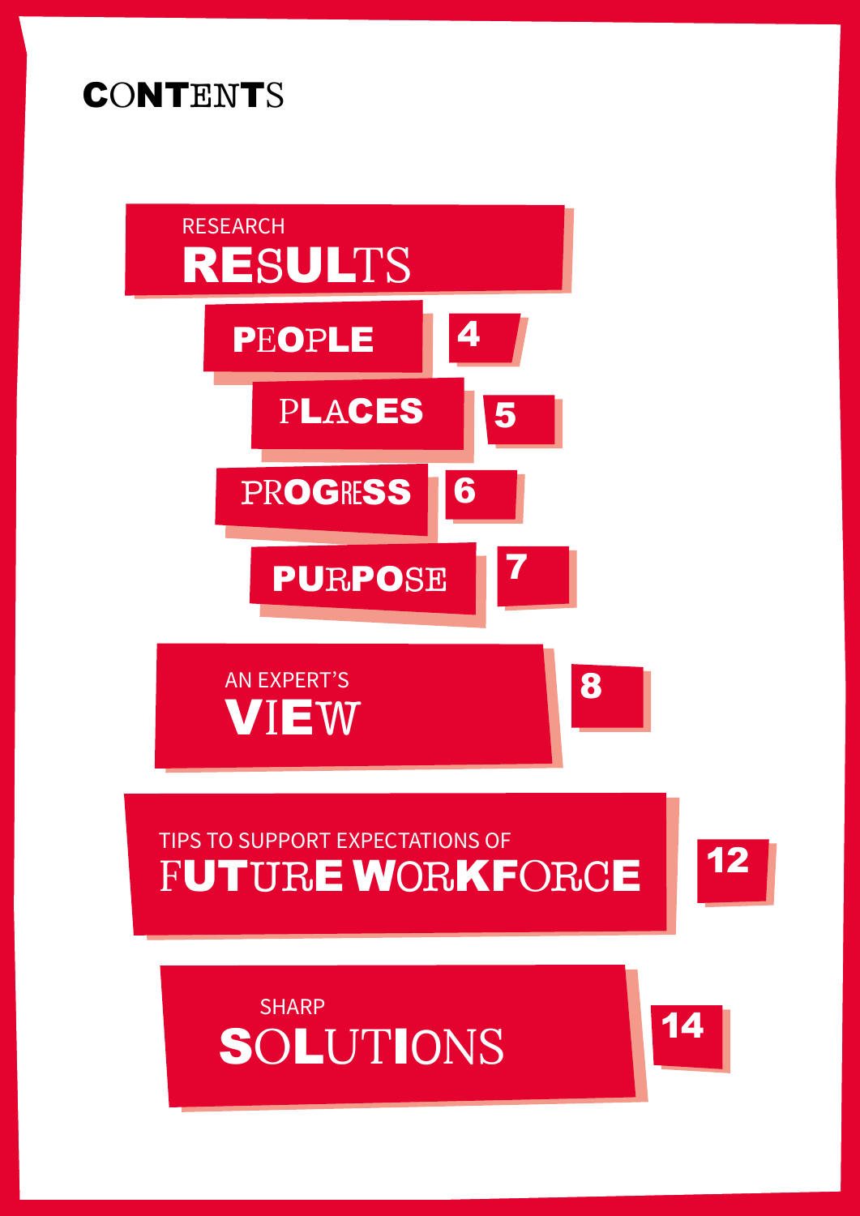# CONTENTS

**RESEARCH RESULTS**

- PEOPLE — 4
- PLACES — 5
- PROGRESS — 6
- PURPOSE — 7

**AN EXPERT'S VIEW** — 8

**TIPS TO SUPPORT EXPECTATIONS OF FUTURE WORKFORCE** — 12

**SHARP SOLUTIONS** — 14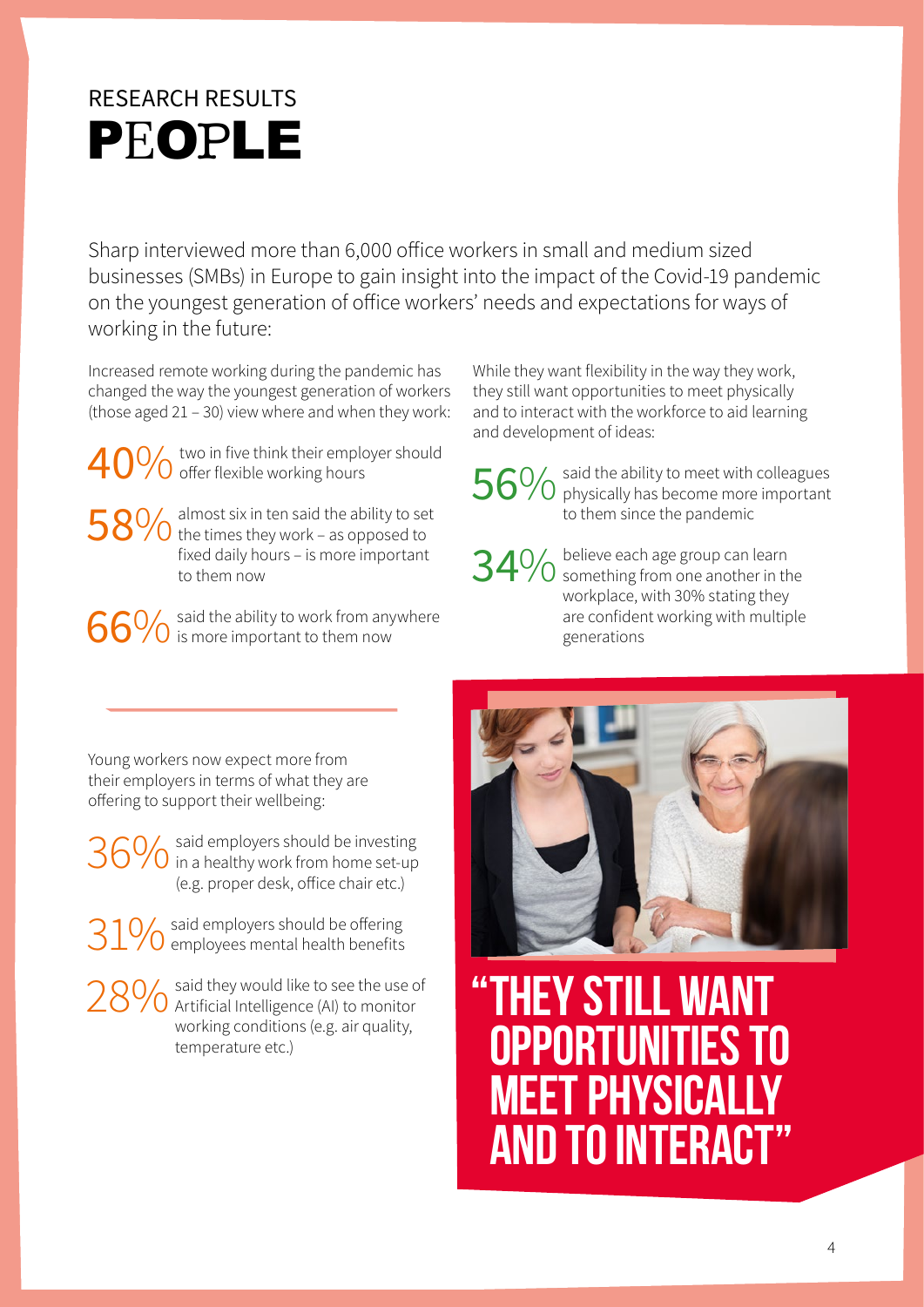RESEARCH RESULTS

# PEOPLE

Sharp interviewed more than 6,000 office workers in small and medium sized businesses (SMBs) in Europe to gain insight into the impact of the Covid-19 pandemic on the youngest generation of office workers' needs and expectations for ways of working in the future:

Increased remote working during the pandemic has changed the way the youngest generation of workers (those aged 21 – 30) view where and when they work:

**40%** two in five think their employer should offer flexible working hours

**58%** almost six in ten said the ability to set the times they work – as opposed to fixed daily hours – is more important to them now

**66%** said the ability to work from anywhere is more important to them now

While they want flexibility in the way they work, they still want opportunities to meet physically and to interact with the workforce to aid learning and development of ideas:

**56%** said the ability to meet with colleagues physically has become more important to them since the pandemic

**34%** believe each age group can learn something from one another in the workplace, with 30% stating they are confident working with multiple generations

Young workers now expect more from their employers in terms of what they are offering to support their wellbeing:

**36%** said employers should be investing in a healthy work from home set-up (e.g. proper desk, office chair etc.)

**31%** said employers should be offering employees mental health benefits

**28%** said they would like to see the use of Artificial Intelligence (AI) to monitor working conditions (e.g. air quality, temperature etc.)

**"THEY STILL WANT OPPORTUNITIES TO MEET PHYSICALLY AND TO INTERACT"**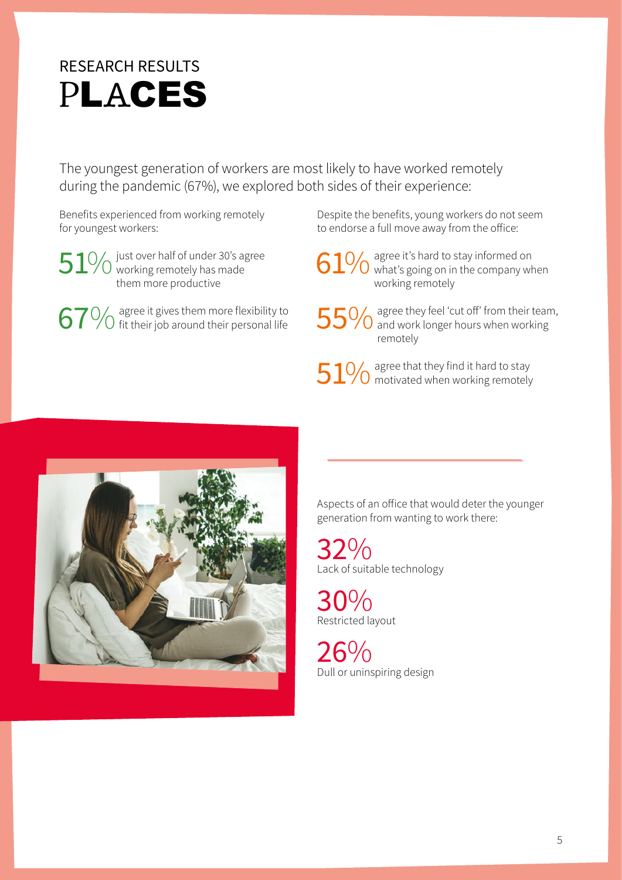RESEARCH RESULTS

# PLACES

The youngest generation of workers are most likely to have worked remotely during the pandemic (67%), we explored both sides of their experience:

Benefits experienced from working remotely for youngest workers:

**51%** just over half of under 30's agree working remotely has made them more productive

**67%** agree it gives them more flexibility to fit their job around their personal life

Despite the benefits, young workers do not seem to endorse a full move away from the office:

**61%** agree it's hard to stay informed on what's going on in the company when working remotely

**55%** agree they feel 'cut off' from their team, and work longer hours when working remotely

**51%** agree that they find it hard to stay motivated when working remotely

Aspects of an office that would deter the younger generation from wanting to work there:

**32%**
Lack of suitable technology

**30%**
Restricted layout

**26%**
Dull or uninspiring design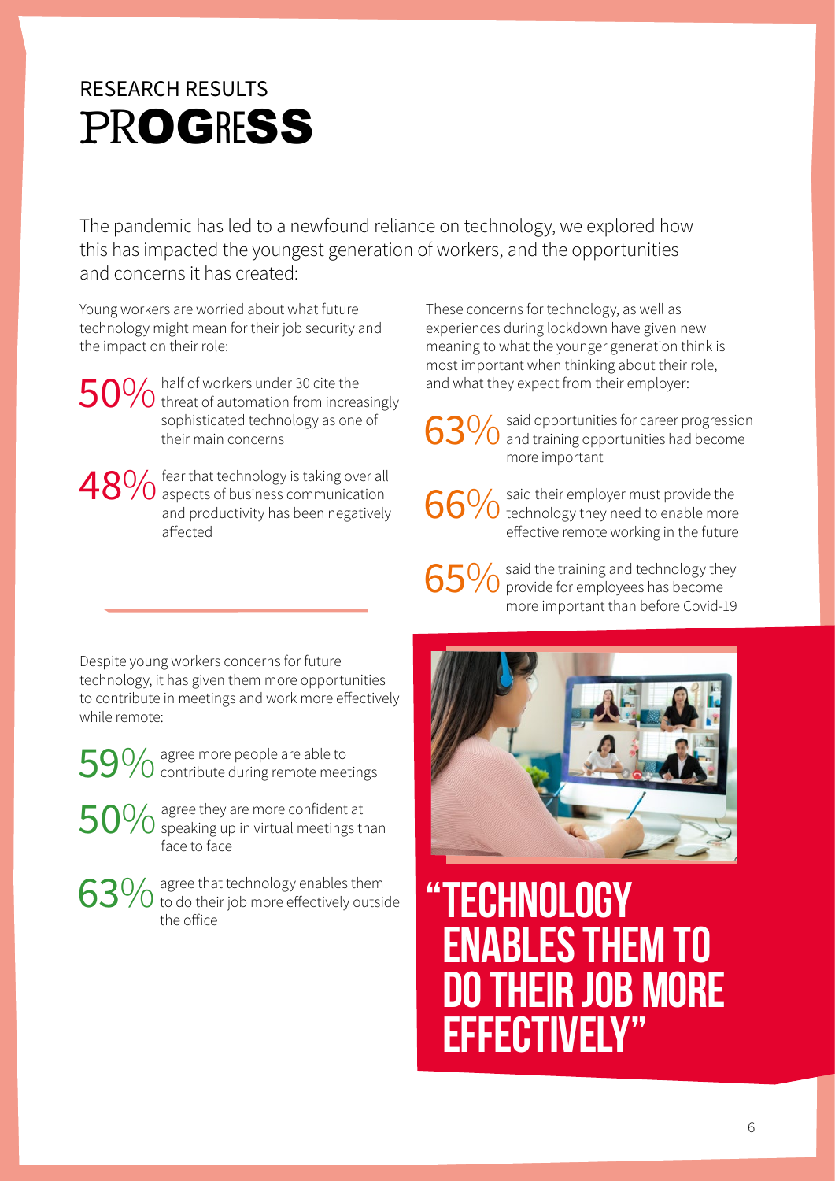RESEARCH RESULTS

# PROGRESS

The pandemic has led to a newfound reliance on technology, we explored how this has impacted the youngest generation of workers, and the opportunities and concerns it has created:

Young workers are worried about what future technology might mean for their job security and the impact on their role:

**50%** half of workers under 30 cite the threat of automation from increasingly sophisticated technology as one of their main concerns

**48%** fear that technology is taking over all aspects of business communication and productivity has been negatively affected

These concerns for technology, as well as experiences during lockdown have given new meaning to what the younger generation think is most important when thinking about their role, and what they expect from their employer:

**63%** said opportunities for career progression and training opportunities had become more important

**66%** said their employer must provide the technology they need to enable more effective remote working in the future

**65%** said the training and technology they provide for employees has become more important than before Covid-19

Despite young workers concerns for future technology, it has given them more opportunities to contribute in meetings and work more effectively while remote:

**59%** agree more people are able to contribute during remote meetings

**50%** agree they are more confident at speaking up in virtual meetings than face to face

**63%** agree that technology enables them to do their job more effectively outside the office

**"TECHNOLOGY ENABLES THEM TO DO THEIR JOB MORE EFFECTIVELY"**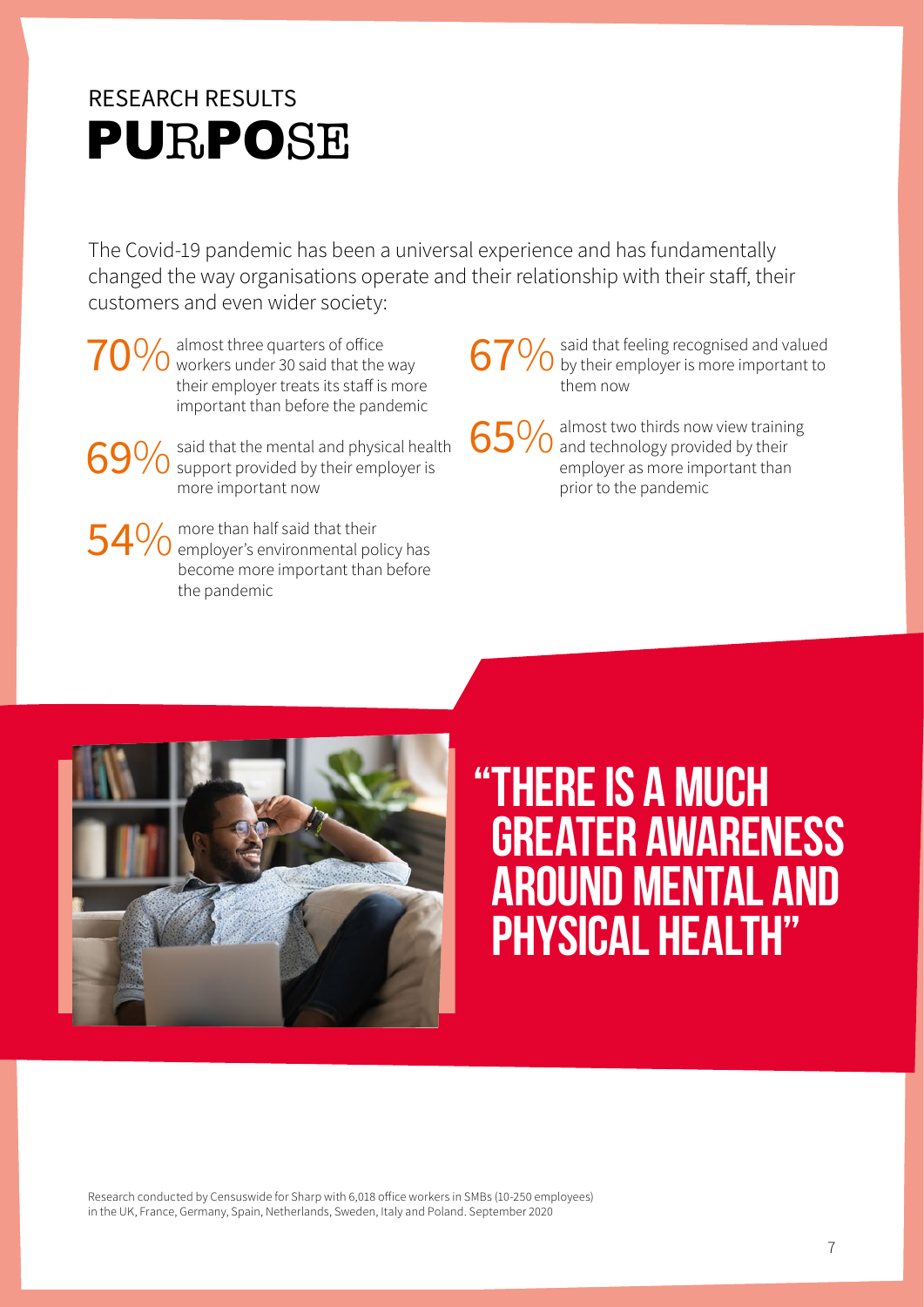RESEARCH RESULTS

# PURPOSE

The Covid-19 pandemic has been a universal experience and has fundamentally changed the way organisations operate and their relationship with their staff, their customers and even wider society:

- **70%** almost three quarters of office workers under 30 said that the way their employer treats its staff is more important than before the pandemic
- **69%** said that the mental and physical health support provided by their employer is more important now
- **54%** more than half said that their employer's environmental policy has become more important than before the pandemic
- **67%** said that feeling recognised and valued by their employer is more important to them now
- **65%** almost two thirds now view training and technology provided by their employer as more important than prior to the pandemic

> "THERE IS A MUCH GREATER AWARENESS AROUND MENTAL AND PHYSICAL HEALTH"

Research conducted by Censuswide for Sharp with 6,018 office workers in SMBs (10-250 employees) in the UK, France, Germany, Spain, Netherlands, Sweden, Italy and Poland. September 2020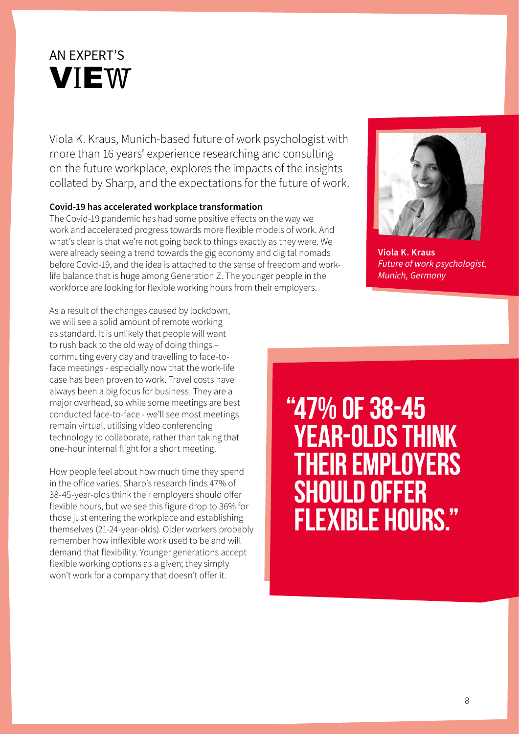# AN EXPERT'S VIEW

Viola K. Kraus, Munich-based future of work psychologist with more than 16 years' experience researching and consulting on the future workplace, explores the impacts of the insights collated by Sharp, and the expectations for the future of work.

**Viola K. Kraus**
*Future of work psychologist, Munich, Germany*

**Covid-19 has accelerated workplace transformation**

The Covid-19 pandemic has had some positive effects on the way we work and accelerated progress towards more flexible models of work. And what's clear is that we're not going back to things exactly as they were. We were already seeing a trend towards the gig economy and digital nomads before Covid-19, and the idea is attached to the sense of freedom and work-life balance that is huge among Generation Z. The younger people in the workforce are looking for flexible working hours from their employers.

As a result of the changes caused by lockdown, we will see a solid amount of remote working as standard. It is unlikely that people will want to rush back to the old way of doing things – commuting every day and travelling to face-to-face meetings - especially now that the work-life case has been proven to work. Travel costs have always been a big focus for business. They are a major overhead, so while some meetings are best conducted face-to-face - we'll see most meetings remain virtual, utilising video conferencing technology to collaborate, rather than taking that one-hour internal flight for a short meeting.

How people feel about how much time they spend in the office varies. Sharp's research finds 47% of 38-45-year-olds think their employers should offer flexible hours, but we see this figure drop to 36% for those just entering the workplace and establishing themselves (21-24-year-olds). Older workers probably remember how inflexible work used to be and will demand that flexibility. Younger generations accept flexible working options as a given; they simply won't work for a company that doesn't offer it.

> **"47% OF 38-45 YEAR-OLDS THINK THEIR EMPLOYERS SHOULD OFFER FLEXIBLE HOURS."**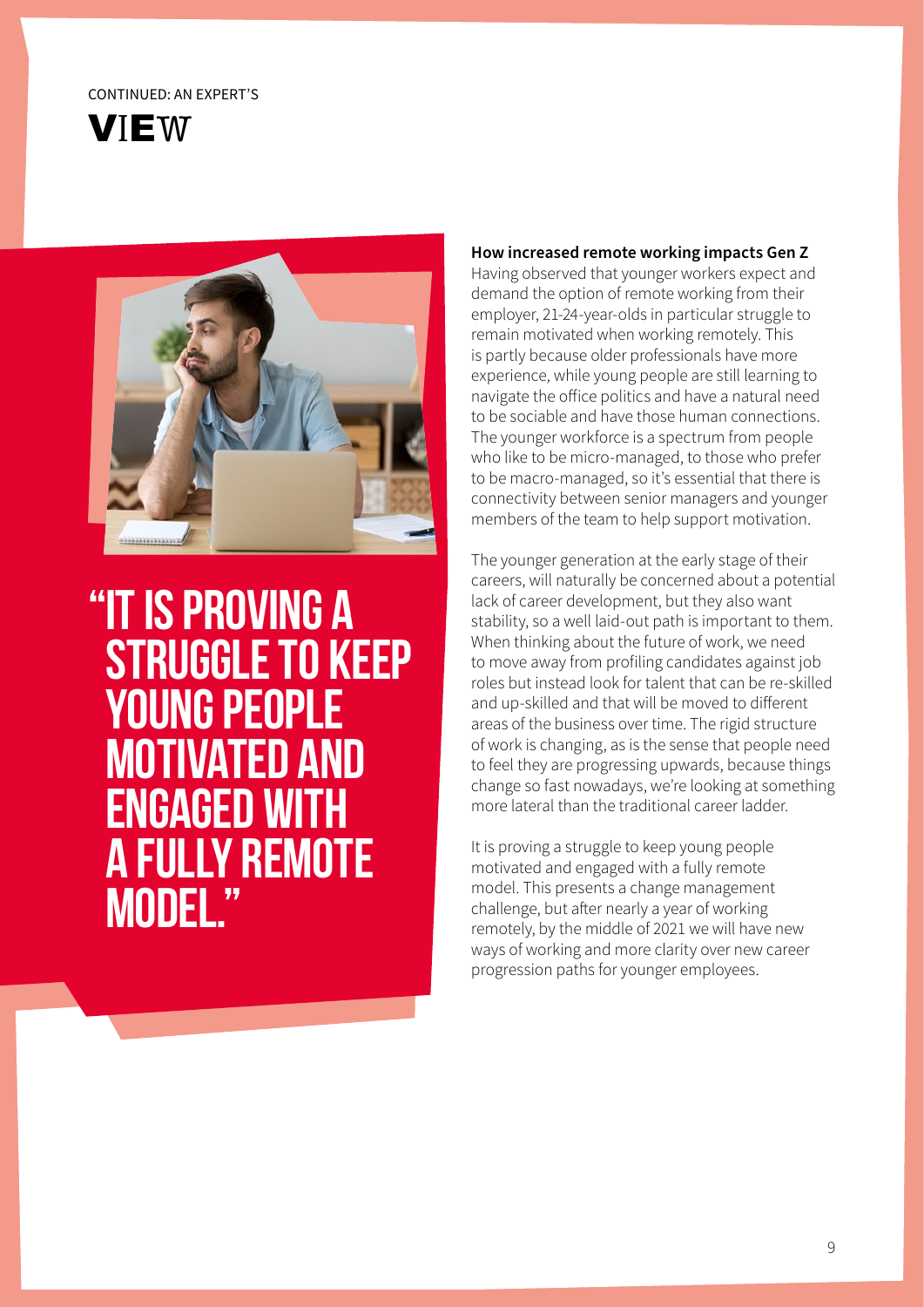CONTINUED: AN EXPERT'S

# VIEW

> "IT IS PROVING A STRUGGLE TO KEEP YOUNG PEOPLE MOTIVATED AND ENGAGED WITH A FULLY REMOTE MODEL."

**How increased remote working impacts Gen Z**

Having observed that younger workers expect and demand the option of remote working from their employer, 21-24-year-olds in particular struggle to remain motivated when working remotely. This is partly because older professionals have more experience, while young people are still learning to navigate the office politics and have a natural need to be sociable and have those human connections. The younger workforce is a spectrum from people who like to be micro-managed, to those who prefer to be macro-managed, so it's essential that there is connectivity between senior managers and younger members of the team to help support motivation.

The younger generation at the early stage of their careers, will naturally be concerned about a potential lack of career development, but they also want stability, so a well laid-out path is important to them. When thinking about the future of work, we need to move away from profiling candidates against job roles but instead look for talent that can be re-skilled and up-skilled and that will be moved to different areas of the business over time. The rigid structure of work is changing, as is the sense that people need to feel they are progressing upwards, because things change so fast nowadays, we're looking at something more lateral than the traditional career ladder.

It is proving a struggle to keep young people motivated and engaged with a fully remote model. This presents a change management challenge, but after nearly a year of working remotely, by the middle of 2021 we will have new ways of working and more clarity over new career progression paths for younger employees.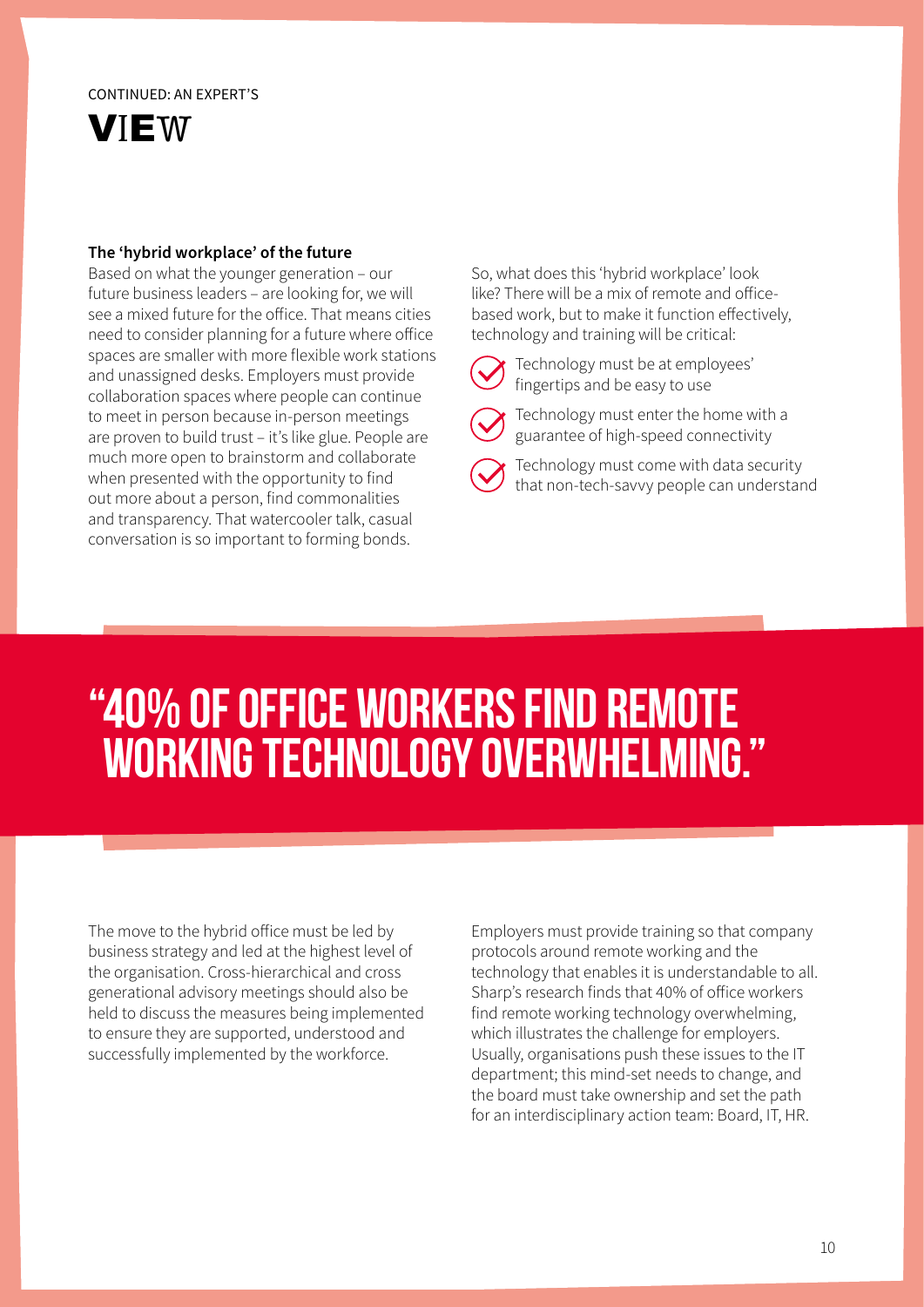CONTINUED: AN EXPERT'S

# VIEW

### The 'hybrid workplace' of the future

Based on what the younger generation – our future business leaders – are looking for, we will see a mixed future for the office. That means cities need to consider planning for a future where office spaces are smaller with more flexible work stations and unassigned desks. Employers must provide collaboration spaces where people can continue to meet in person because in-person meetings are proven to build trust – it's like glue. People are much more open to brainstorm and collaborate when presented with the opportunity to find out more about a person, find commonalities and transparency. That watercooler talk, casual conversation is so important to forming bonds.

So, what does this 'hybrid workplace' look like? There will be a mix of remote and office-based work, but to make it function effectively, technology and training will be critical:

- Technology must be at employees' fingertips and be easy to use
- Technology must enter the home with a guarantee of high-speed connectivity
- Technology must come with data security that non-tech-savvy people can understand

> **"40% OF OFFICE WORKERS FIND REMOTE WORKING TECHNOLOGY OVERWHELMING."**

The move to the hybrid office must be led by business strategy and led at the highest level of the organisation. Cross-hierarchical and cross generational advisory meetings should also be held to discuss the measures being implemented to ensure they are supported, understood and successfully implemented by the workforce.

Employers must provide training so that company protocols around remote working and the technology that enables it is understandable to all. Sharp's research finds that 40% of office workers find remote working technology overwhelming, which illustrates the challenge for employers. Usually, organisations push these issues to the IT department; this mind-set needs to change, and the board must take ownership and set the path for an interdisciplinary action team: Board, IT, HR.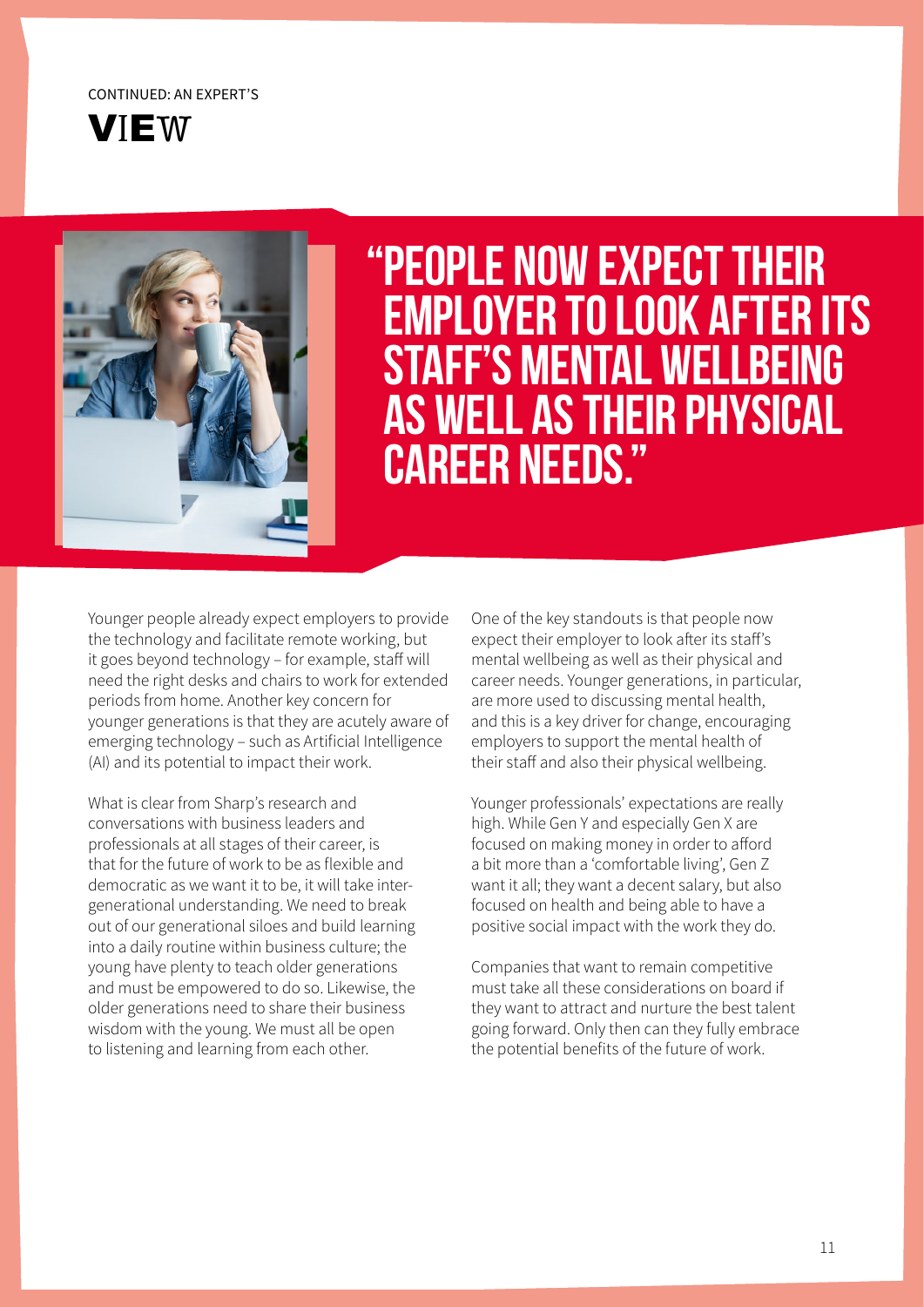CONTINUED: AN EXPERT'S

# VIEW

## "PEOPLE NOW EXPECT THEIR EMPLOYER TO LOOK AFTER ITS STAFF'S MENTAL WELLBEING AS WELL AS THEIR PHYSICAL CAREER NEEDS."

Younger people already expect employers to provide the technology and facilitate remote working, but it goes beyond technology – for example, staff will need the right desks and chairs to work for extended periods from home. Another key concern for younger generations is that they are acutely aware of emerging technology – such as Artificial Intelligence (AI) and its potential to impact their work.

What is clear from Sharp's research and conversations with business leaders and professionals at all stages of their career, is that for the future of work to be as flexible and democratic as we want it to be, it will take inter-generational understanding. We need to break out of our generational siloes and build learning into a daily routine within business culture; the young have plenty to teach older generations and must be empowered to do so. Likewise, the older generations need to share their business wisdom with the young. We must all be open to listening and learning from each other.

One of the key standouts is that people now expect their employer to look after its staff's mental wellbeing as well as their physical and career needs. Younger generations, in particular, are more used to discussing mental health, and this is a key driver for change, encouraging employers to support the mental health of their staff and also their physical wellbeing.

Younger professionals' expectations are really high. While Gen Y and especially Gen X are focused on making money in order to afford a bit more than a 'comfortable living', Gen Z want it all; they want a decent salary, but also focused on health and being able to have a positive social impact with the work they do.

Companies that want to remain competitive must take all these considerations on board if they want to attract and nurture the best talent going forward. Only then can they fully embrace the potential benefits of the future of work.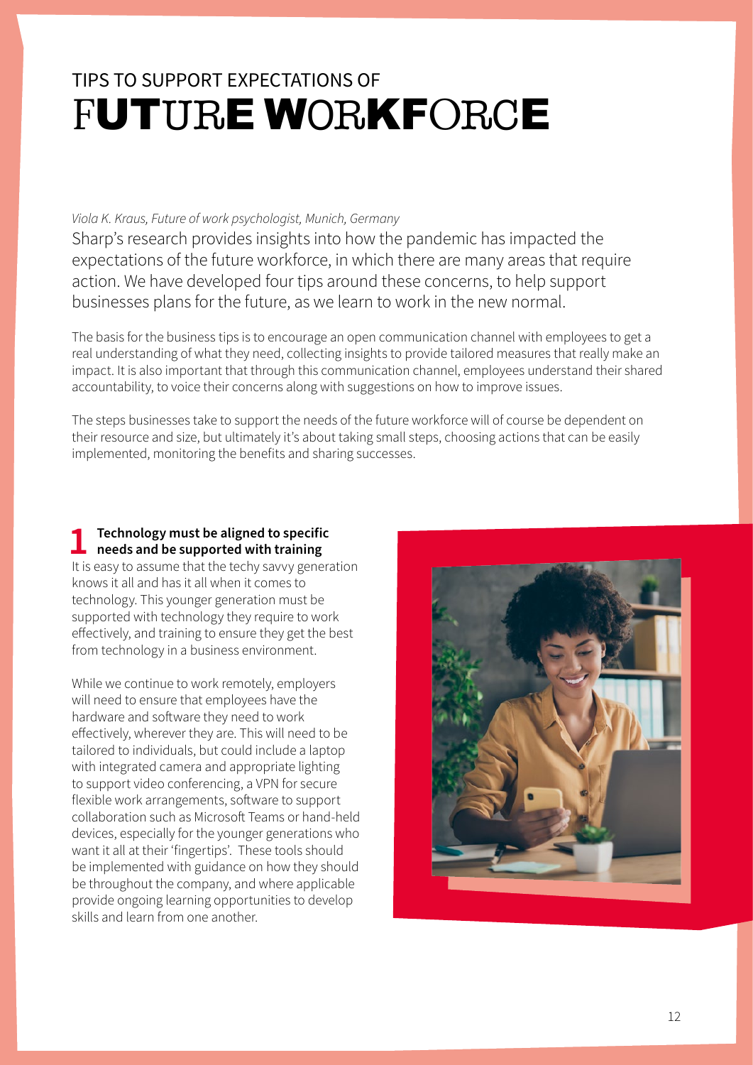# TIPS TO SUPPORT EXPECTATIONS OF FUTURE WORKFORCE

*Viola K. Kraus, Future of work psychologist, Munich, Germany*

Sharp's research provides insights into how the pandemic has impacted the expectations of the future workforce, in which there are many areas that require action. We have developed four tips around these concerns, to help support businesses plans for the future, as we learn to work in the new normal.

The basis for the business tips is to encourage an open communication channel with employees to get a real understanding of what they need, collecting insights to provide tailored measures that really make an impact. It is also important that through this communication channel, employees understand their shared accountability, to voice their concerns along with suggestions on how to improve issues.

The steps businesses take to support the needs of the future workforce will of course be dependent on their resource and size, but ultimately it's about taking small steps, choosing actions that can be easily implemented, monitoring the benefits and sharing successes.

## 1 Technology must be aligned to specific needs and be supported with training

It is easy to assume that the techy savvy generation knows it all and has it all when it comes to technology. This younger generation must be supported with technology they require to work effectively, and training to ensure they get the best from technology in a business environment.

While we continue to work remotely, employers will need to ensure that employees have the hardware and software they need to work effectively, wherever they are. This will need to be tailored to individuals, but could include a laptop with integrated camera and appropriate lighting to support video conferencing, a VPN for secure flexible work arrangements, software to support collaboration such as Microsoft Teams or hand-held devices, especially for the younger generations who want it all at their 'fingertips'. These tools should be implemented with guidance on how they should be throughout the company, and where applicable provide ongoing learning opportunities to develop skills and learn from one another.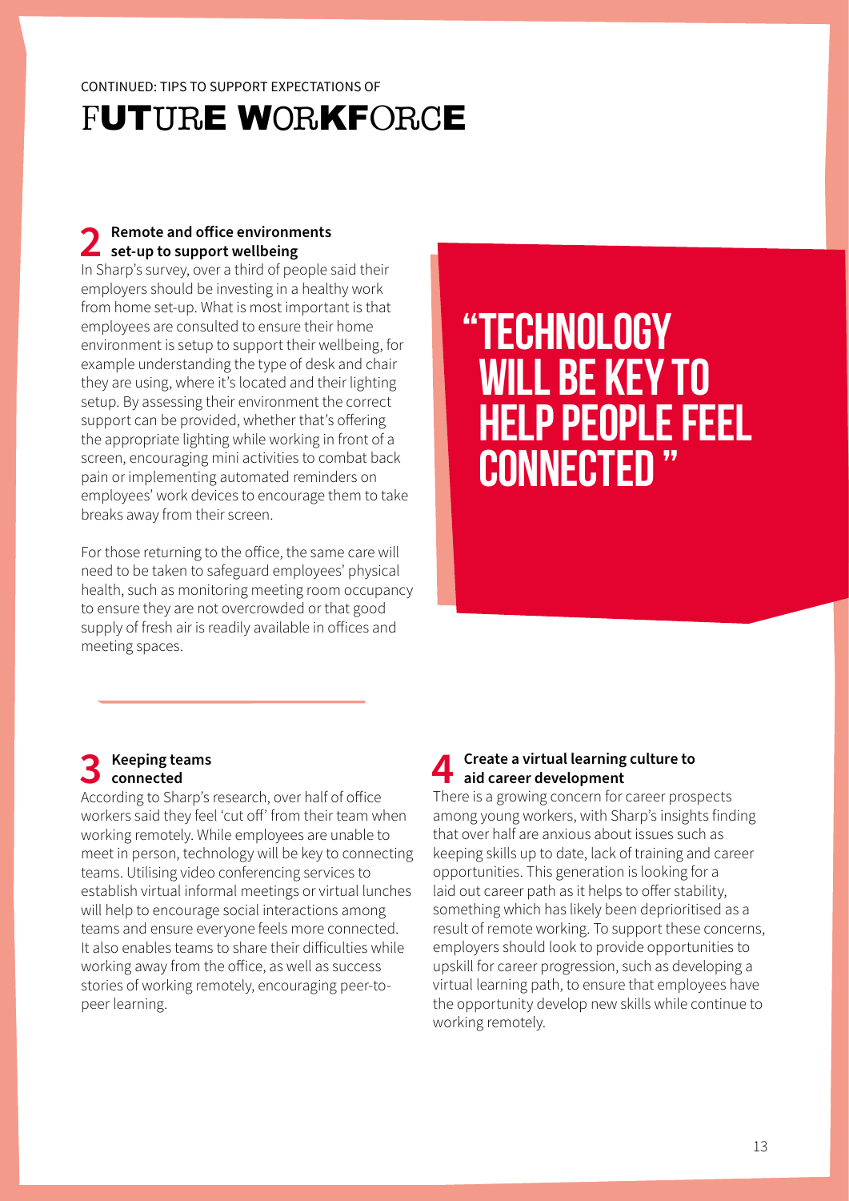CONTINUED: TIPS TO SUPPORT EXPECTATIONS OF

# FUTURE WORKFORCE

## 2 Remote and office environments set-up to support wellbeing

In Sharp's survey, over a third of people said their employers should be investing in a healthy work from home set-up. What is most important is that employees are consulted to ensure their home environment is setup to support their wellbeing, for example understanding the type of desk and chair they are using, where it's located and their lighting setup. By assessing their environment the correct support can be provided, whether that's offering the appropriate lighting while working in front of a screen, encouraging mini activities to combat back pain or implementing automated reminders on employees' work devices to encourage them to take breaks away from their screen.

For those returning to the office, the same care will need to be taken to safeguard employees' physical health, such as monitoring meeting room occupancy to ensure they are not overcrowded or that good supply of fresh air is readily available in offices and meeting spaces.

> **"TECHNOLOGY WILL BE KEY TO HELP PEOPLE FEEL CONNECTED"**

## 3 Keeping teams connected

According to Sharp's research, over half of office workers said they feel 'cut off' from their team when working remotely. While employees are unable to meet in person, technology will be key to connecting teams. Utilising video conferencing services to establish virtual informal meetings or virtual lunches will help to encourage social interactions among teams and ensure everyone feels more connected. It also enables teams to share their difficulties while working away from the office, as well as success stories of working remotely, encouraging peer-to-peer learning.

## 4 Create a virtual learning culture to aid career development

There is a growing concern for career prospects among young workers, with Sharp's insights finding that over half are anxious about issues such as keeping skills up to date, lack of training and career opportunities. This generation is looking for a laid out career path as it helps to offer stability, something which has likely been deprioritised as a result of remote working. To support these concerns, employers should look to provide opportunities to upskill for career progression, such as developing a virtual learning path, to ensure that employees have the opportunity develop new skills while continue to working remotely.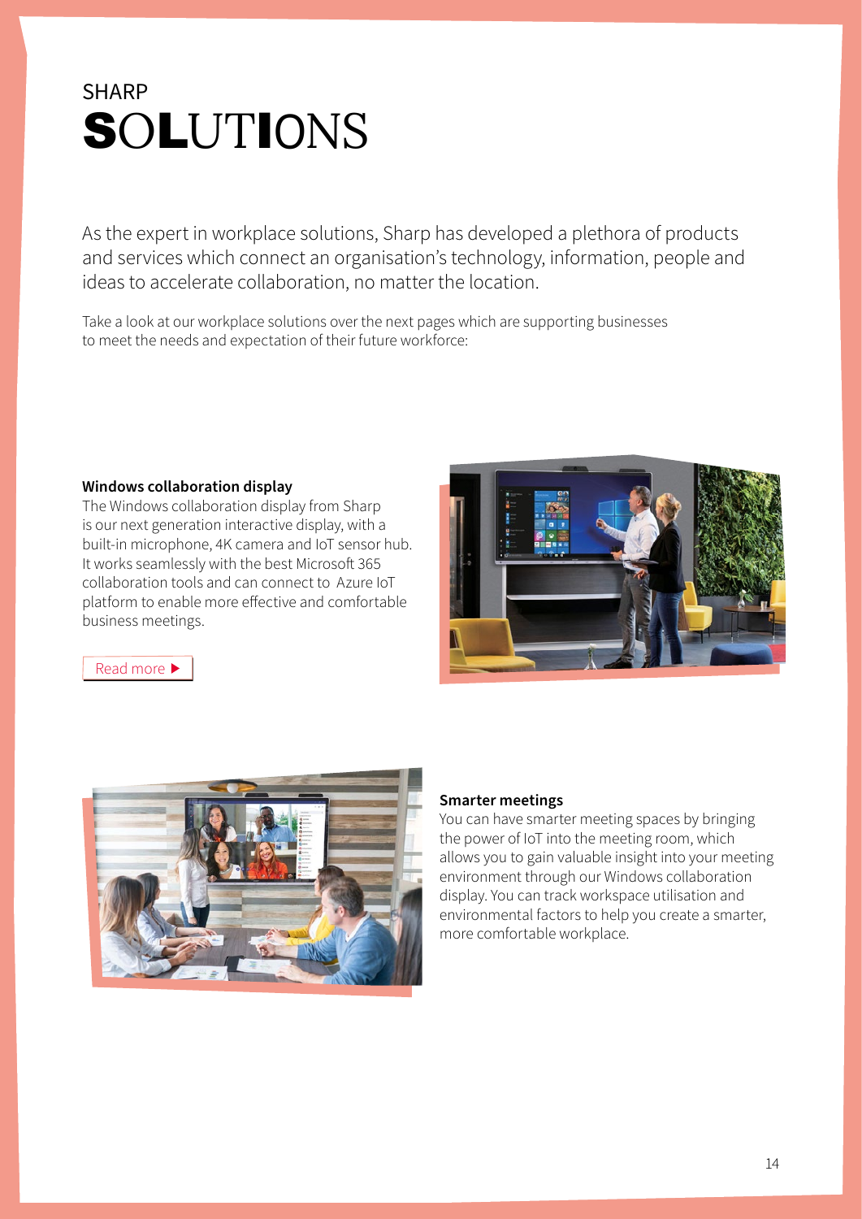SHARP

# SOLUTIONS

As the expert in workplace solutions, Sharp has developed a plethora of products and services which connect an organisation's technology, information, people and ideas to accelerate collaboration, no matter the location.

Take a look at our workplace solutions over the next pages which are supporting businesses to meet the needs and expectation of their future workforce:

**Windows collaboration display**

The Windows collaboration display from Sharp is our next generation interactive display, with a built-in microphone, 4K camera and IoT sensor hub. It works seamlessly with the best Microsoft 365 collaboration tools and can connect to Azure IoT platform to enable more effective and comfortable business meetings.

Read more ▶

**Smarter meetings**

You can have smarter meeting spaces by bringing the power of IoT into the meeting room, which allows you to gain valuable insight into your meeting environment through our Windows collaboration display. You can track workspace utilisation and environmental factors to help you create a smarter, more comfortable workplace.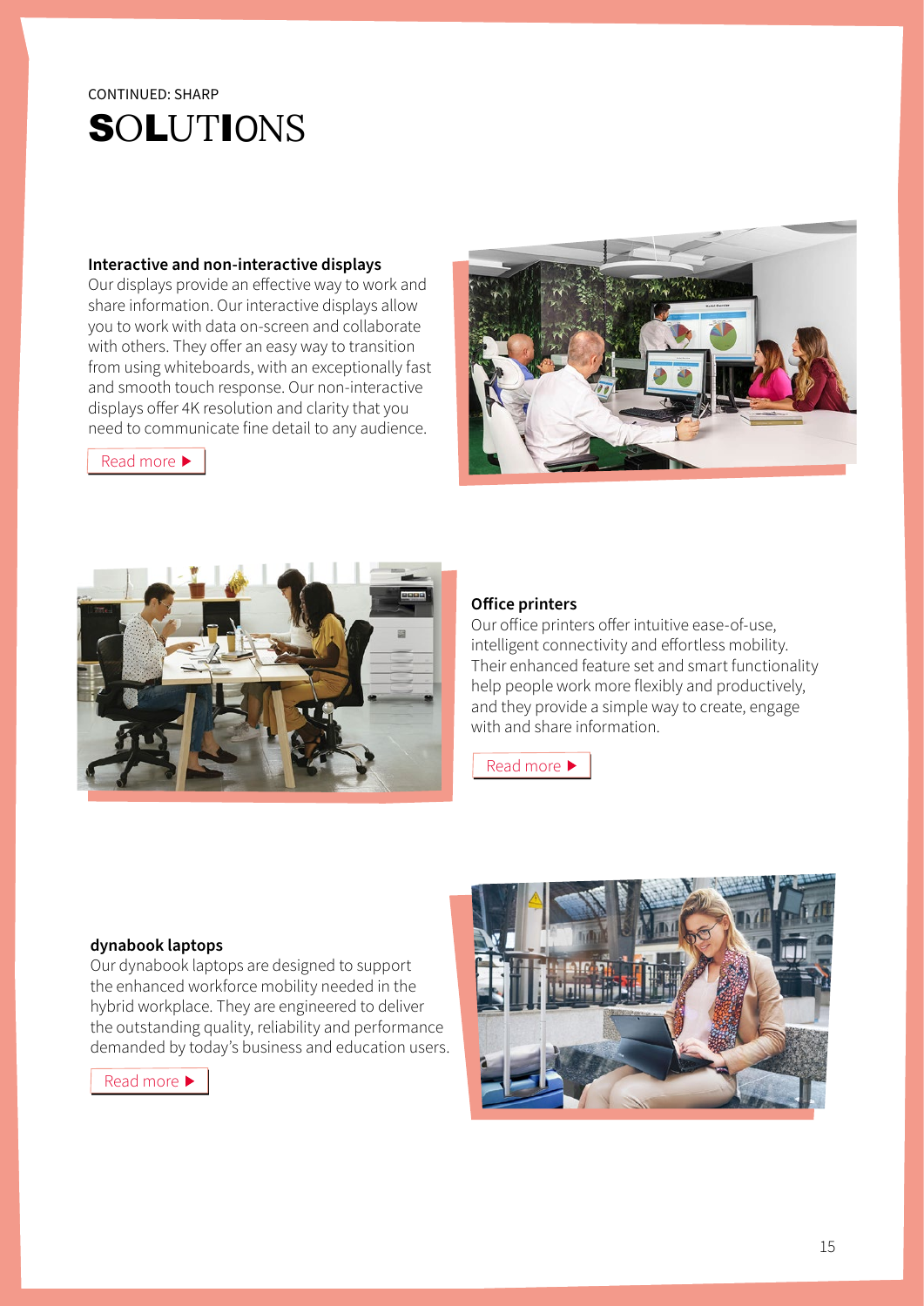CONTINUED: SHARP

# SOLUTIONS

### Interactive and non-interactive displays

Our displays provide an effective way to work and share information. Our interactive displays allow you to work with data on-screen and collaborate with others. They offer an easy way to transition from using whiteboards, with an exceptionally fast and smooth touch response. Our non-interactive displays offer 4K resolution and clarity that you need to communicate fine detail to any audience.

Read more ▶

### Office printers

Our office printers offer intuitive ease-of-use, intelligent connectivity and effortless mobility. Their enhanced feature set and smart functionality help people work more flexibly and productively, and they provide a simple way to create, engage with and share information.

Read more ▶

### dynabook laptops

Our dynabook laptops are designed to support the enhanced workforce mobility needed in the hybrid workplace. They are engineered to deliver the outstanding quality, reliability and performance demanded by today's business and education users.

Read more ▶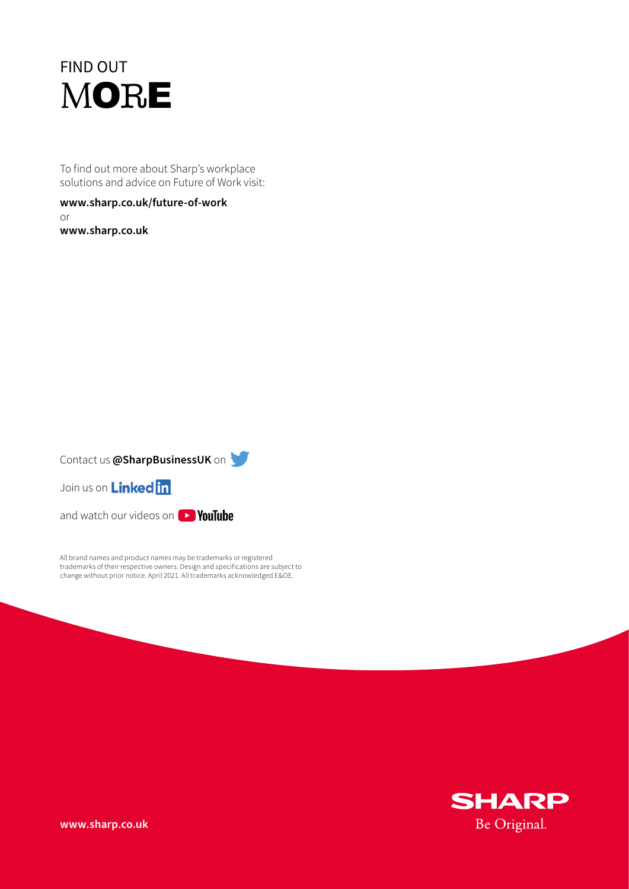# FIND OUT MORE

To find out more about Sharp's workplace solutions and advice on Future of Work visit:

**www.sharp.co.uk/future-of-work**
or
**www.sharp.co.uk**

Contact us **@SharpBusinessUK** on Twitter

Join us on LinkedIn

and watch our videos on YouTube

All brand names and product names may be trademarks or registered trademarks of their respective owners. Design and specifications are subject to change without prior notice. April 2021. All trademarks acknowledged E&OE.

**www.sharp.co.uk**

SHARP
Be Original.